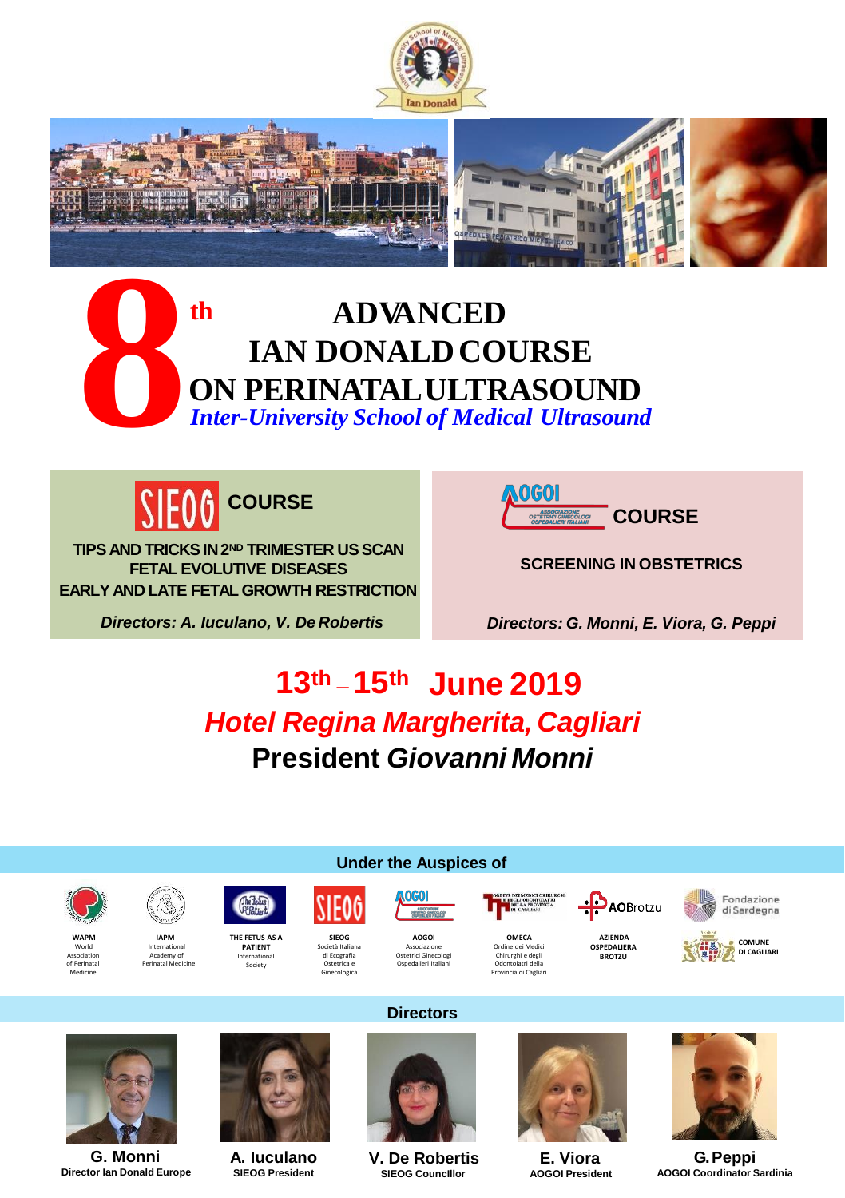# 8th ADVANCED IAN DONALD COURSE ON PERINATAL ULTRASOUND

*Inter-University School of Medical Ultrasound*

## SIEOG COURSE

**TIPS AND TRICKS IN 2ND TRIMESTER US SCAN**
**FETAL EVOLUTIVE DISEASES**
**EARLY AND LATE FETAL GROWTH RESTRICTION**

***Directors: A. Iuculano, V. De Robertis***

## AOGOI COURSE

**SCREENING IN OBSTETRICS**

***Directors: G. Monni, E. Viora, G. Peppi***

## 13th – 15th June 2019

***Hotel Regina Margherita, Cagliari***

**President *Giovanni Monni***

### Under the Auspices of

- **WAPM** World Association of Perinatal Medicine
- **IAPM** International Academy of Perinatal Medicine
- **THE FETUS AS A PATIENT** International Society
- **SIEOG** Società Italiana di Ecografia Ostetrica e Ginecologica
- **AOGOI** Associazione Ostetrici Ginecologi Ospedalieri Italiani
- **OMECA** Ordine dei Medici Chirurghi e degli Odontoiatri della Provincia di Cagliari
- **AZIENDA OSPEDALIERA BROTZU**
- Fondazione di Sardegna
- **COMUNE DI CAGLIARI**

### Directors

- **G. Monni** – Director Ian Donald Europe
- **A. Iuculano** – SIEOG President
- **V. De Robertis** – SIEOG Councillor
- **E. Viora** – AOGOI President
- **G. Peppi** – AOGOI Coordinator Sardinia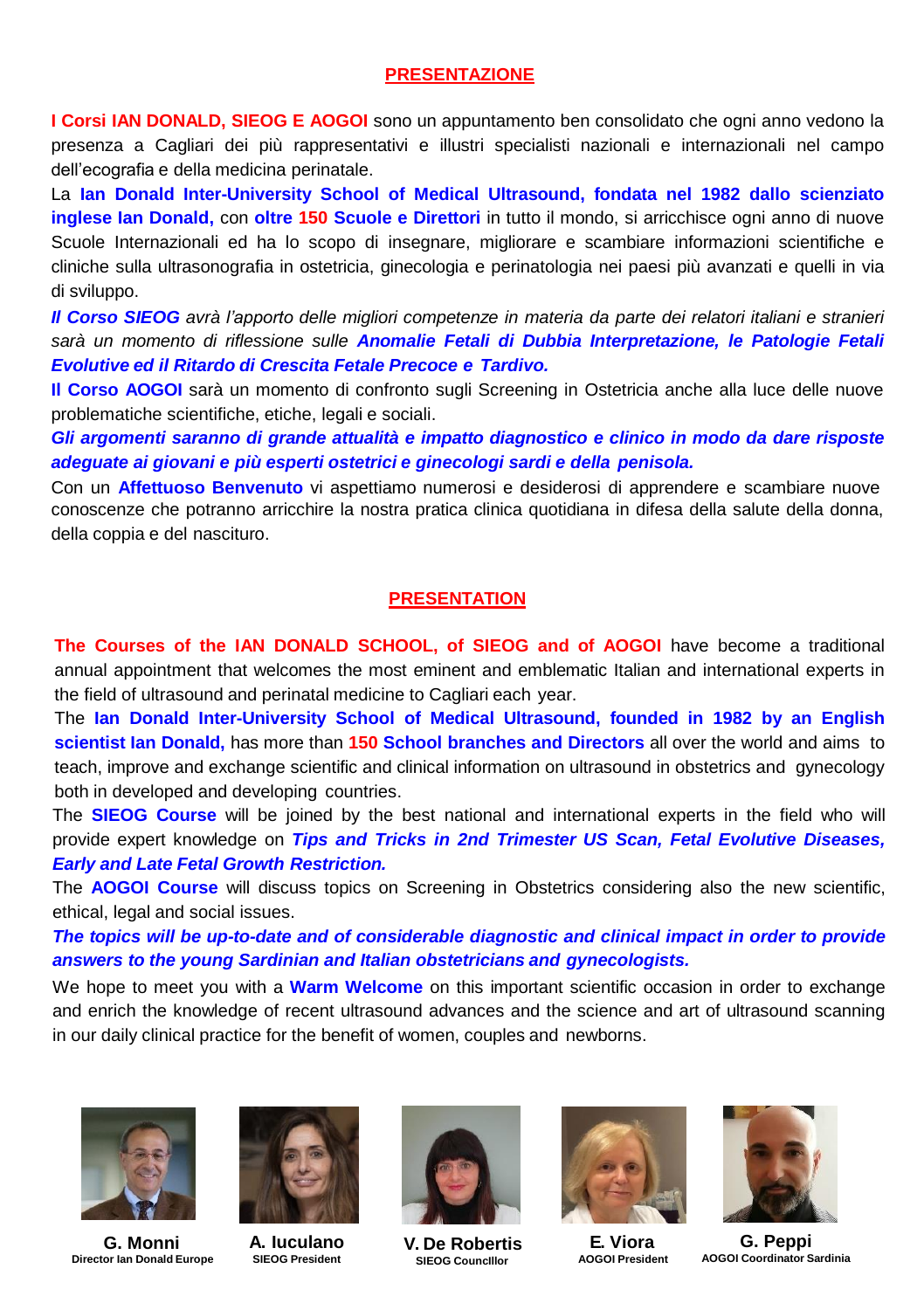## PRESENTAZIONE

**I Corsi IAN DONALD, SIEOG E AOGOI** sono un appuntamento ben consolidato che ogni anno vedono la presenza a Cagliari dei più rappresentativi e illustri specialisti nazionali e internazionali nel campo dell'ecografia e della medicina perinatale.

La **Ian Donald Inter-University School of Medical Ultrasound, fondata nel 1982 dallo scienziato inglese Ian Donald,** con **oltre 150 Scuole e Direttori** in tutto il mondo, si arricchisce ogni anno di nuove Scuole Internazionali ed ha lo scopo di insegnare, migliorare e scambiare informazioni scientifiche e cliniche sulla ultrasonografia in ostetricia, ginecologia e perinatologia nei paesi più avanzati e quelli in via di sviluppo.

***Il Corso SIEOG*** *avrà l'apporto delle migliori competenze in materia da parte dei relatori italiani e stranieri sarà un momento di riflessione sulle* ***Anomalie Fetali di Dubbia Interpretazione, le Patologie Fetali Evolutive ed il Ritardo di Crescita Fetale Precoce e Tardivo.***

**Il Corso AOGOI** sarà un momento di confronto sugli Screening in Ostetricia anche alla luce delle nuove problematiche scientifiche, etiche, legali e sociali.

***Gli argomenti saranno di grande attualità e impatto diagnostico e clinico in modo da dare risposte adeguate ai giovani e più esperti ostetrici e ginecologi sardi e della penisola.***

Con un **Affettuoso Benvenuto** vi aspettiamo numerosi e desiderosi di apprendere e scambiare nuove conoscenze che potranno arricchire la nostra pratica clinica quotidiana in difesa della salute della donna, della coppia e del nascituro.

## PRESENTATION

**The Courses of the IAN DONALD SCHOOL, of SIEOG and of AOGOI** have become a traditional annual appointment that welcomes the most eminent and emblematic Italian and international experts in the field of ultrasound and perinatal medicine to Cagliari each year.

The **Ian Donald Inter-University School of Medical Ultrasound, founded in 1982 by an English scientist Ian Donald,** has more than **150 School branches and Directors** all over the world and aims to teach, improve and exchange scientific and clinical information on ultrasound in obstetrics and gynecology both in developed and developing countries.

The **SIEOG Course** will be joined by the best national and international experts in the field who will provide expert knowledge on ***Tips and Tricks in 2nd Trimester US Scan, Fetal Evolutive Diseases, Early and Late Fetal Growth Restriction.***

The **AOGOI Course** will discuss topics on Screening in Obstetrics considering also the new scientific, ethical, legal and social issues.

***The topics will be up-to-date and of considerable diagnostic and clinical impact in order to provide answers to the young Sardinian and Italian obstetricians and gynecologists.***

We hope to meet you with a **Warm Welcome** on this important scientific occasion in order to exchange and enrich the knowledge of recent ultrasound advances and the science and art of ultrasound scanning in our daily clinical practice for the benefit of women, couples and newborns.

**G. Monni**
Director Ian Donald Europe

**A. Iuculano**
SIEOG President

**V. De Robertis**
SIEOG Councillor

**E. Viora**
AOGOI President

**G. Peppi**
AOGOI Coordinator Sardinia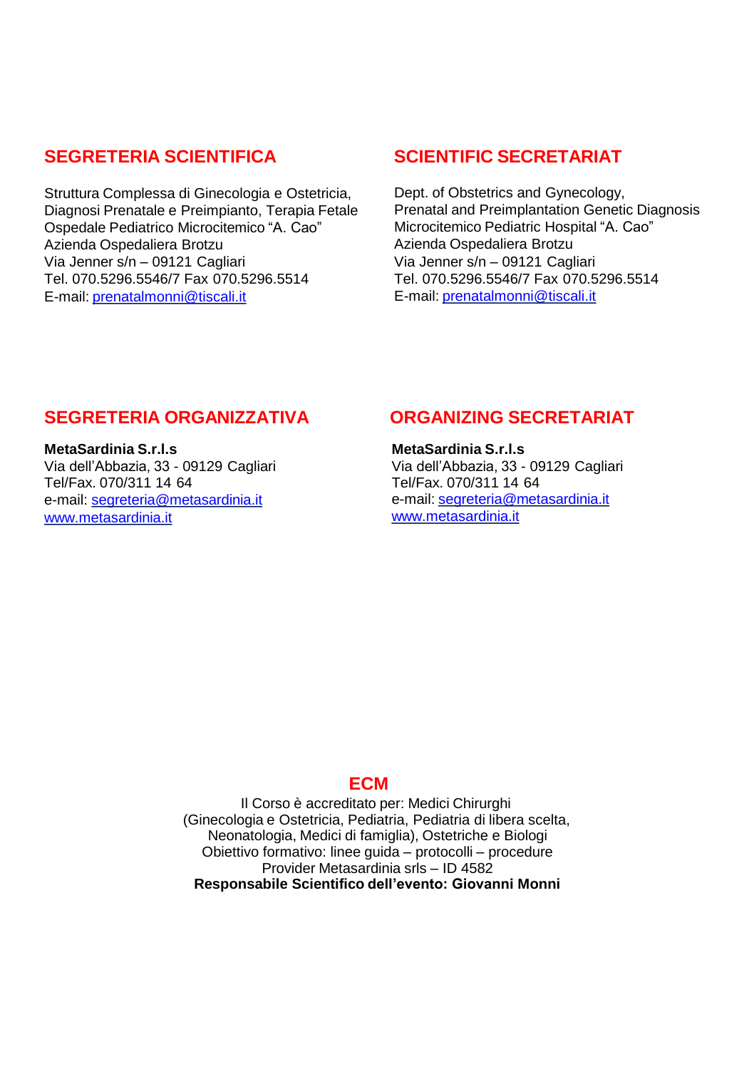## SEGRETERIA SCIENTIFICA

Struttura Complessa di Ginecologia e Ostetricia,
Diagnosi Prenatale e Preimpianto, Terapia Fetale
Ospedale Pediatrico Microcitemico "A. Cao"
Azienda Ospedaliera Brotzu
Via Jenner s/n – 09121 Cagliari
Tel. 070.5296.5546/7 Fax 070.5296.5514
E-mail: prenatalmonni@tiscali.it

## SCIENTIFIC SECRETARIAT

Dept. of Obstetrics and Gynecology,
Prenatal and Preimplantation Genetic Diagnosis
Microcitemico Pediatric Hospital "A. Cao"
Azienda Ospedaliera Brotzu
Via Jenner s/n – 09121 Cagliari
Tel. 070.5296.5546/7 Fax 070.5296.5514
E-mail: prenatalmonni@tiscali.it

## SEGRETERIA ORGANIZZATIVA

**MetaSardinia S.r.l.s**
Via dell'Abbazia, 33 - 09129 Cagliari
Tel/Fax. 070/311 14 64
e-mail: segreteria@metasardinia.it
www.metasardinia.it

## ORGANIZING SECRETARIAT

**MetaSardinia S.r.l.s**
Via dell'Abbazia, 33 - 09129 Cagliari
Tel/Fax. 070/311 14 64
e-mail: segreteria@metasardinia.it
www.metasardinia.it

## ECM

Il Corso è accreditato per: Medici Chirurghi
(Ginecologia e Ostetricia, Pediatria, Pediatria di libera scelta,
Neonatologia, Medici di famiglia), Ostetriche e Biologi
Obiettivo formativo: linee guida – protocolli – procedure
Provider Metasardinia srls – ID 4582
**Responsabile Scientifico dell'evento: Giovanni Monni**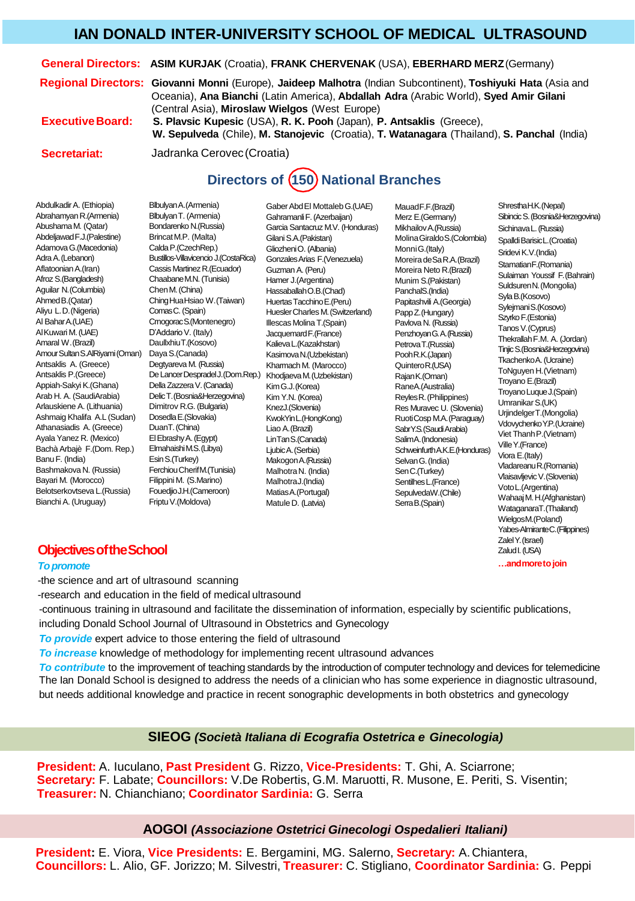# IAN DONALD INTER-UNIVERSITY SCHOOL OF MEDICAL ULTRASOUND

**General Directors:** **ASIM KURJAK** (Croatia), **FRANK CHERVENAK** (USA), **EBERHARD MERZ** (Germany)

**Regional Directors:** **Giovanni Monni** (Europe), **Jaideep Malhotra** (Indian Subcontinent), **Toshiyuki Hata** (Asia and Oceania), **Ana Bianchi** (Latin America), **Abdallah Adra** (Arabic World), **Syed Amir Gilani** (Central Asia), **Miroslaw Wielgos** (West Europe)

**Executive Board:** **S. Plavsic Kupesic** (USA), **R. K. Pooh** (Japan), **P. Antsaklis** (Greece), **W. Sepulveda** (Chile), **M. Stanojevic** (Croatia), **T. Watanagara** (Thailand), **S. Panchal** (India)

**Secretariat:** Jadranka Cerovec (Croatia)

## Directors of 150 National Branches

Abdulkadir A. (Ethiopia)
Abrahamyan R.(Armenia)
Abushama M. (Qatar)
Abdeljawad F.J.(Palestine)
Adamova G.(Macedonia)
Adra A.(Lebanon)
Aflatoonian A.(Iran)
Afroz S.(Bangladesh)
Aguilar N.(Columbia)
Ahmed B.(Qatar)
Aliyu L. D.(Nigeria)
Al Bahar A.(UAE)
Al Kuwari M. (UAE)
Amaral W. (Brazil)
Amour Sultan S.Al Riyami (Oman)
Antsaklis A. (Greece)
Antsaklis P.(Greece)
Appiah-Sakyi K.(Ghana)
Arab H. A. (SaudiArabia)
Arlauskiene A. (Lithuania)
Ashmaig Khalifa A.L (Sudan)
Athanasiadis A. (Greece)
Ayala Yanez R. (Mexico)
Bachà Arbajè F.(Dom. Rep.)
Banu F. (India)
Bashmakova N. (Russia)
Bayari M. (Morocco)
Belotserkovtseva L.(Russia)
Bianchi A. (Uruguay)
Blbulyan A.(Armenia)
Blbulyan T. (Armenia)
Bondarenko N.(Russia)
Brincat M.P. (Malta)
Calda P.(CzechRep.)
Bustillos-Villavicencio J.(CostaRica)
Cassis Martinez R.(Ecuador)
Chaabane M.N. (Tunisia)
Chen M. (China)
Ching Hua Hsiao W.(Taiwan)
Comas C. (Spain)
Crnogorac S.(Montenegro)
D'Addario V. (Italy)
Daullxhiu T.(Kosovo)
Daya S.(Canada)
Degtyareva M. (Russia)
De Lancer Despradel J.(Dom.Rep.)
Della Zazzera V. (Canada)
Delic T.(Bosnia&Herzegovina)
Dimitrov R.G. (Bulgaria)
Dosedla E.(Slovakia)
Duan T. (China)
El Ebrashy A. (Egypt)
Elmahaishi M.S.(Libya)
Esin S.(Turkey)
Ferchiou Cherif M.(Tunisia)
Filippini M. (S.Marino)
Fouedjio J.H.(Cameroon)
Friptu V.(Moldova)
Gaber Abd El Mottaleb G.(UAE)
Gahramanli F. (Azerbaijan)
Garcia Santacruz M.V. (Honduras)
Gilani S.A.(Pakistan)
Gliozheni O. (Albania)
Gonzales Arias F.(Venezuela)
Guzman A. (Peru)
Hamer J.(Argentina)
Hassaballah O.B.(Chad)
Huertas Tacchino E.(Peru)
Huesler Charles M. (Switzerland)
Illescas Molina T.(Spain)
Jacquemard F.(France)
Kalieva L.(Kazakhstan)
Kasimova N.(Uzbekistan)
Kharmach M. (Marocco)
Khodjaeva M.(Uzbekistan)
Kim G.J.(Korea)
Kim Y.N. (Korea)
Knez J.(Slovenia)
Kwok Yin L.(HongKong)
Liao A.(Brazil)
Lin Tan S.(Canada)
Ljubic A.(Serbia)
Makogon A.(Russia)
Malhotra N. (India)
Malhotra J.(India)
Matias A.(Portugal)
Matule D. (Latvia)
Mauad F.F.(Brazil)
Merz E.(Germany)
Mikhailov A.(Russia)
Molina Giraldo S.(Colombia)
Monni G.(Italy)
Moreira de Sa R.A.(Brazil)
Moreira Neto R.(Brazil)
Munim S.(Pakistan)
Panchal S.(India)
Papitashvili A.(Georgia)
Papp Z.(Hungary)
Pavlova N. (Russia)
Penzhoyan G.A.(Russia)
Petrova T.(Russia)
Pooh R.K.(Japan)
Quintero R.(USA)
Rajan K.(Oman)
Rane A.(Australia)
Reyles R. (Philippines)
Res Muravec U. (Slovenia)
Ruoti Cosp M.A.(Paraguay)
Sabr Y.S.(Saudi Arabia)
Salim A.(Indonesia)
Schweinfurth A.K.E.(Honduras)
Selvan G. (India)
Sen C.(Turkey)
Sentilhes L.(France)
Sepulveda W.(Chile)
Serra B.(Spain)
Shrestha H.K.(Nepal)
Sibincic S.(Bosnia&Herzegovina)
Sichinava L. (Russia)
Spalldi Barisic L.(Croatia)
Sridevi K.V.(India)
Stamatian F.(Romania)
Sulaiman Youssif F.(Bahrain)
Suldsuren N.(Mongolia)
Syla B.(Kosovo)
Sylejmani S.(Kosovo)
Szyrko F.(Estonia)
Tanos V.(Cyprus)
Thekrallah F.M. A. (Jordan)
Tinjic S.(Bosnia&Herzegovina)
Tkachenko A. (Ucraine)
To Nguyen H.(Vietnam)
Troyano E.(Brazil)
Troyano Luque J.(Spain)
Umranikar S.(UK)
Urjindelger T.(Mongolia)
Vdovychenko Y.P.(Ucraine)
Viet Thanh P.(Vietnam)
Ville Y.(France)
Viora E.(Italy)
Vladareanu R.(Romania)
Vlaisavljevic V.(Slovenia)
Voto L.(Argentina)
Wahaaj M. H.(Afghanistan)
Wataganara T.(Thailand)
Wielgos M.(Poland)
Yabes-Almirante C.(Filippines)
Zalel Y.(Israel)
Zalud I. (USA)
**…and more to join**

## Objectives of the School

***To promote***

-the science and art of ultrasound scanning

-research and education in the field of medical ultrasound

-continuous training in ultrasound and facilitate the dissemination of information, especially by scientific publications, including Donald School Journal of Ultrasound in Obstetrics and Gynecology

***To provide*** expert advice to those entering the field of ultrasound

***To increase*** knowledge of methodology for implementing recent ultrasound advances

***To contribute*** to the improvement of teaching standards by the introduction of computer technology and devices for telemedicine

The Ian Donald School is designed to address the needs of a clinician who has some experience in diagnostic ultrasound, but needs additional knowledge and practice in recent sonographic developments in both obstetrics and gynecology

## SIEOG *(Società Italiana di Ecografia Ostetrica e Ginecologia)*

**President:** A. Iuculano, **Past President** G. Rizzo, **Vice-Presidents:** T. Ghi, A. Sciarrone; **Secretary:** F. Labate; **Councillors:** V.De Robertis, G.M. Maruotti, R. Musone, E. Periti, S. Visentin; **Treasurer:** N. Chianchiano; **Coordinator Sardinia:** G. Serra

## AOGOI *(Associazione Ostetrici Ginecologi Ospedalieri Italiani)*

**President:** E. Viora, **Vice Presidents:** E. Bergamini, MG. Salerno, **Secretary:** A. Chiantera, **Councillors:** L. Alio, GF. Jorizzo; M. Silvestri, **Treasurer:** C. Stigliano, **Coordinator Sardinia:** G. Peppi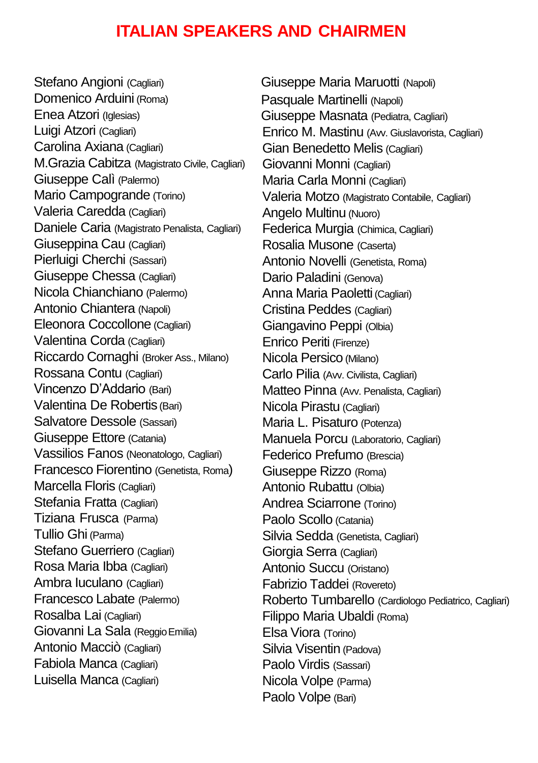# ITALIAN SPEAKERS AND CHAIRMEN

Stefano Angioni (Cagliari)
Domenico Arduini (Roma)
Enea Atzori (Iglesias)
Luigi Atzori (Cagliari)
Carolina Axiana (Cagliari)
M.Grazia Cabitza (Magistrato Civile, Cagliari)
Giuseppe Calì (Palermo)
Mario Campogrande (Torino)
Valeria Caredda (Cagliari)
Daniele Caria (Magistrato Penalista, Cagliari)
Giuseppina Cau (Cagliari)
Pierluigi Cherchi (Sassari)
Giuseppe Chessa (Cagliari)
Nicola Chianchiano (Palermo)
Antonio Chiantera (Napoli)
Eleonora Coccollone (Cagliari)
Valentina Corda (Cagliari)
Riccardo Cornaghi (Broker Ass., Milano)
Rossana Contu (Cagliari)
Vincenzo D'Addario (Bari)
Valentina De Robertis (Bari)
Salvatore Dessole (Sassari)
Giuseppe Ettore (Catania)
Vassilios Fanos (Neonatologo, Cagliari)
Francesco Fiorentino (Genetista, Roma)
Marcella Floris (Cagliari)
Stefania Fratta (Cagliari)
Tiziana Frusca (Parma)
Tullio Ghi (Parma)
Stefano Guerriero (Cagliari)
Rosa Maria Ibba (Cagliari)
Ambra Iuculano (Cagliari)
Francesco Labate (Palermo)
Rosalba Lai (Cagliari)
Giovanni La Sala (Reggio Emilia)
Antonio Macciò (Cagliari)
Fabiola Manca (Cagliari)
Luisella Manca (Cagliari)
Giuseppe Maria Maruotti (Napoli)
Pasquale Martinelli (Napoli)
Giuseppe Masnata (Pediatra, Cagliari)
Enrico M. Mastinu (Avv. Giuslavorista, Cagliari)
Gian Benedetto Melis (Cagliari)
Giovanni Monni (Cagliari)
Maria Carla Monni (Cagliari)
Valeria Motzo (Magistrato Contabile, Cagliari)
Angelo Multinu (Nuoro)
Federica Murgia (Chimica, Cagliari)
Rosalia Musone (Caserta)
Antonio Novelli (Genetista, Roma)
Dario Paladini (Genova)
Anna Maria Paoletti (Cagliari)
Cristina Peddes (Cagliari)
Giangavino Peppi (Olbia)
Enrico Periti (Firenze)
Nicola Persico (Milano)
Carlo Pilia (Avv. Civilista, Cagliari)
Matteo Pinna (Avv. Penalista, Cagliari)
Nicola Pirastu (Cagliari)
Maria L. Pisaturo (Potenza)
Manuela Porcu (Laboratorio, Cagliari)
Federico Prefumo (Brescia)
Giuseppe Rizzo (Roma)
Antonio Rubattu (Olbia)
Andrea Sciarrone (Torino)
Paolo Scollo (Catania)
Silvia Sedda (Genetista, Cagliari)
Giorgia Serra (Cagliari)
Antonio Succu (Oristano)
Fabrizio Taddei (Rovereto)
Roberto Tumbarello (Cardiologo Pediatrico, Cagliari)
Filippo Maria Ubaldi (Roma)
Elsa Viora (Torino)
Silvia Visentin (Padova)
Paolo Virdis (Sassari)
Nicola Volpe (Parma)
Paolo Volpe (Bari)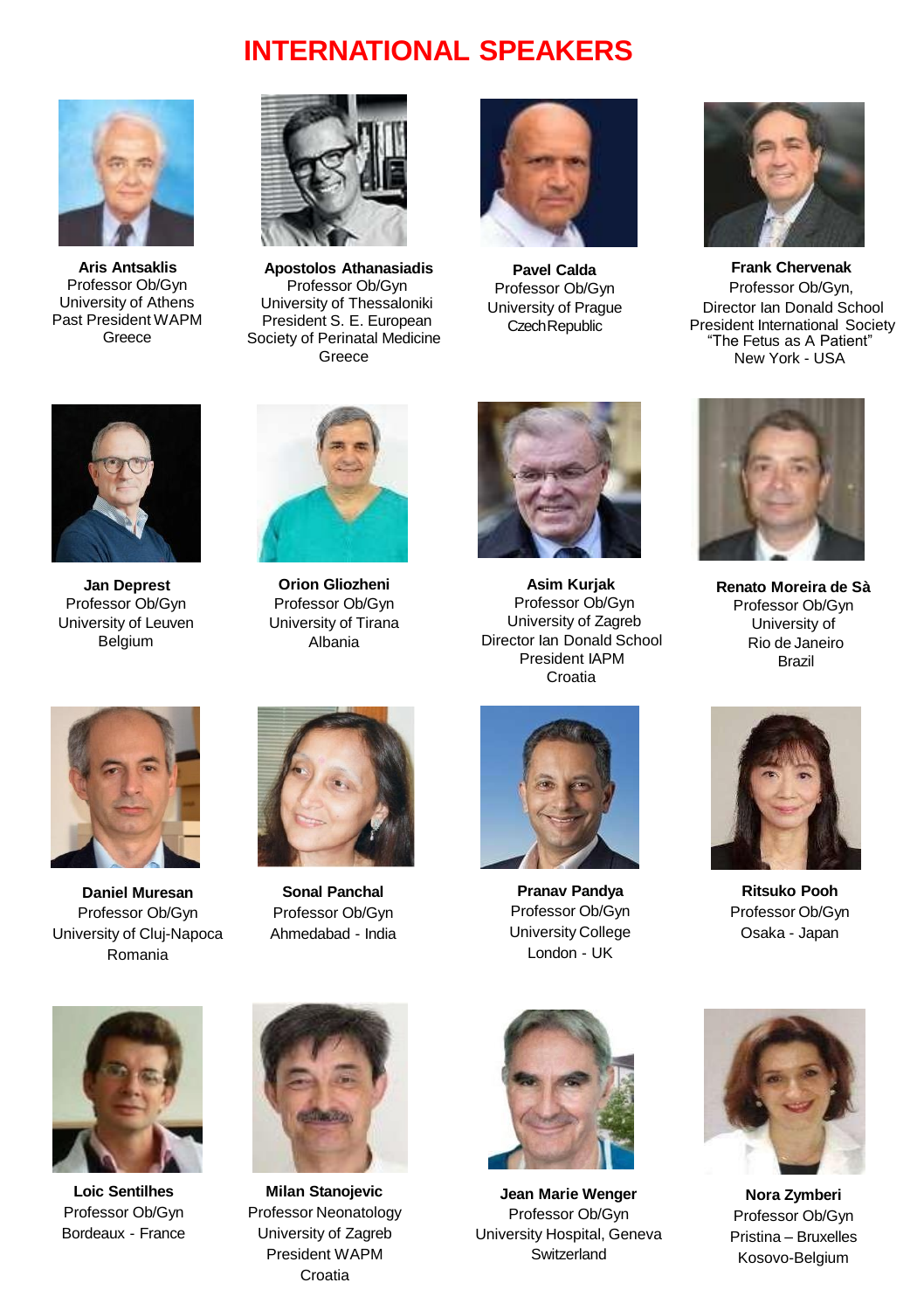# INTERNATIONAL SPEAKERS

**Aris Antsaklis**
Professor Ob/Gyn
University of Athens
Past President WAPM
Greece

**Apostolos Athanasiadis**
Professor Ob/Gyn
University of Thessaloniki
President S. E. European
Society of Perinatal Medicine
Greece

**Pavel Calda**
Professor Ob/Gyn
University of Prague
Czech Republic

**Frank Chervenak**
Professor Ob/Gyn,
Director Ian Donald School
President International Society
"The Fetus as A Patient"
New York - USA

**Jan Deprest**
Professor Ob/Gyn
University of Leuven
Belgium

**Orion Gliozheni**
Professor Ob/Gyn
University of Tirana
Albania

**Asim Kurjak**
Professor Ob/Gyn
University of Zagreb
Director Ian Donald School
President IAPM
Croatia

**Renato Moreira de Sà**
Professor Ob/Gyn
University of
Rio de Janeiro
Brazil

**Daniel Muresan**
Professor Ob/Gyn
University of Cluj-Napoca
Romania

**Sonal Panchal**
Professor Ob/Gyn
Ahmedabad - India

**Pranav Pandya**
Professor Ob/Gyn
University College
London - UK

**Ritsuko Pooh**
Professor Ob/Gyn
Osaka - Japan

**Loic Sentilhes**
Professor Ob/Gyn
Bordeaux - France

**Milan Stanojevic**
Professor Neonatology
University of Zagreb
President WAPM
Croatia

**Jean Marie Wenger**
Professor Ob/Gyn
University Hospital, Geneva
Switzerland

**Nora Zymberi**
Professor Ob/Gyn
Pristina – Bruxelles
Kosovo-Belgium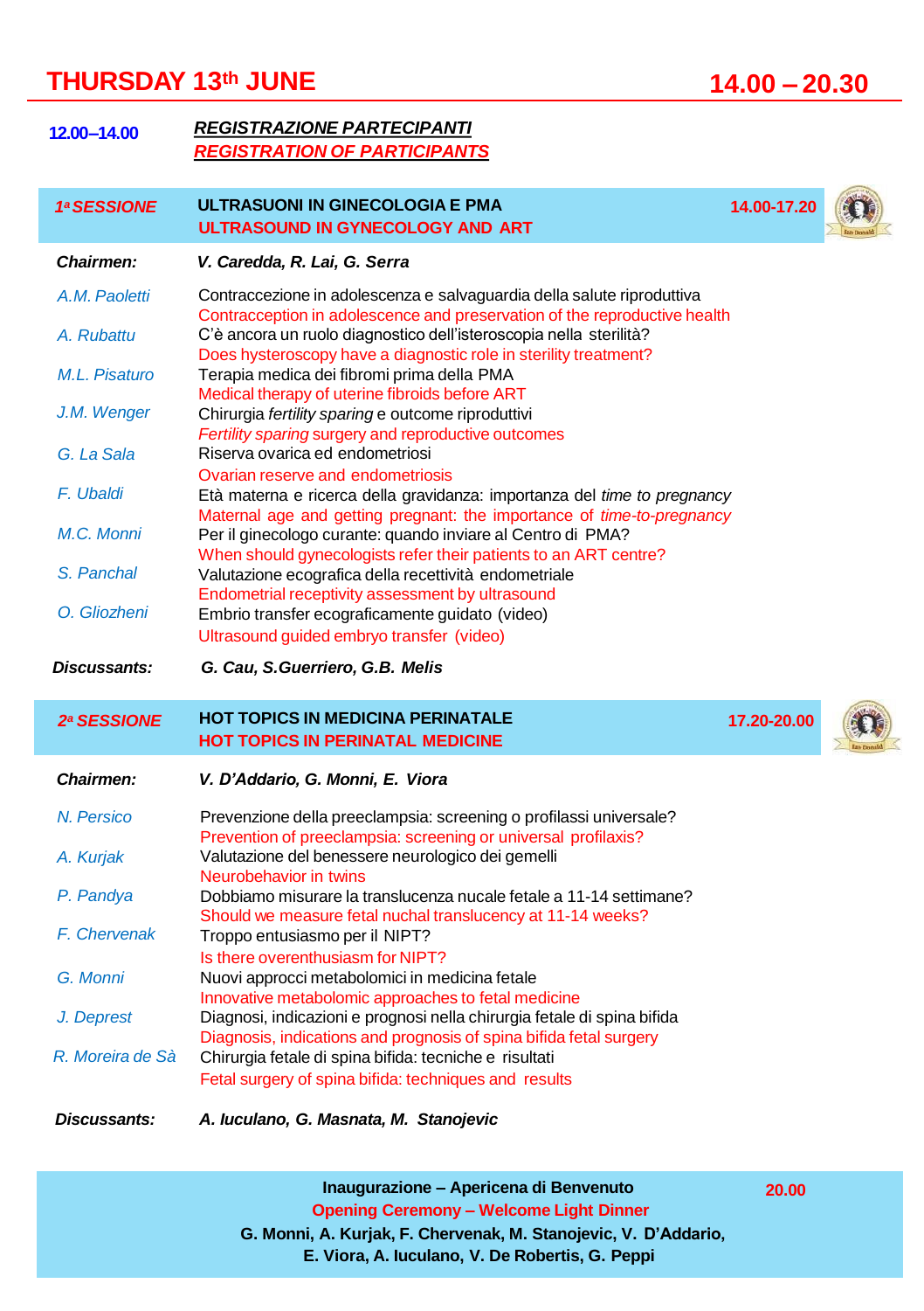# THURSDAY 13th JUNE — 14.00 – 20.30

**12.00–14.00** — ***REGISTRAZIONE PARTECIPANTI***
***REGISTRATION OF PARTICIPANTS***

## *1ª SESSIONE* — ULTRASUONI IN GINECOLOGIA E PMA — 14.00-17.20
**ULTRASOUND IN GYNECOLOGY AND ART**

***Chairmen:*** ***V. Caredda, R. Lai, G. Serra***

| | |
|---|---|
| *A.M. Paoletti* | Contraccezione in adolescenza e salvaguardia della salute riproduttiva<br>Contracception in adolescence and preservation of the reproductive health |
| *A. Rubattu* | C'è ancora un ruolo diagnostico dell'isteroscopia nella sterilità?<br>Does hysteroscopy have a diagnostic role in sterility treatment? |
| *M.L. Pisaturo* | Terapia medica dei fibromi prima della PMA<br>Medical therapy of uterine fibroids before ART |
| *J.M. Wenger* | Chirurgia *fertility sparing* e outcome riproduttivi<br>*Fertility sparing* surgery and reproductive outcomes |
| *G. La Sala* | Riserva ovarica ed endometriosi<br>Ovarian reserve and endometriosis |
| *F. Ubaldi* | Età materna e ricerca della gravidanza: importanza del *time to pregnancy*<br>Maternal age and getting pregnant: the importance of *time-to-pregnancy* |
| *M.C. Monni* | Per il ginecologo curante: quando inviare al Centro di PMA?<br>When should gynecologists refer their patients to an ART centre? |
| *S. Panchal* | Valutazione ecografica della recettività endometriale<br>Endometrial receptivity assessment by ultrasound |
| *O. Gliozheni* | Embrio transfer ecograficamente guidato (video)<br>Ultrasound guided embryo transfer (video) |

***Discussants:*** ***G. Cau, S.Guerriero, G.B. Melis***

## *2ª SESSIONE* — HOT TOPICS IN MEDICINA PERINATALE — 17.20-20.00
**HOT TOPICS IN PERINATAL MEDICINE**

***Chairmen:*** ***V. D'Addario, G. Monni, E. Viora***

| | |
|---|---|
| *N. Persico* | Prevenzione della preeclampsia: screening o profilassi universale?<br>Prevention of preeclampsia: screening or universal profilaxis? |
| *A. Kurjak* | Valutazione del benessere neurologico dei gemelli<br>Neurobehavior in twins |
| *P. Pandya* | Dobbiamo misurare la translucenza nucale fetale a 11-14 settimane?<br>Should we measure fetal nuchal translucency at 11-14 weeks? |
| *F. Chervenak* | Troppo entusiasmo per il NIPT?<br>Is there overenthusiasm for NIPT? |
| *G. Monni* | Nuovi approcci metabolomici in medicina fetale<br>Innovative metabolomic approaches to fetal medicine |
| *J. Deprest* | Diagnosi, indicazioni e prognosi nella chirurgia fetale di spina bifida<br>Diagnosis, indications and prognosis of spina bifida fetal surgery |
| *R. Moreira de Sà* | Chirurgia fetale di spina bifida: tecniche e risultati<br>Fetal surgery of spina bifida: techniques and results |

***Discussants:*** ***A. Iuculano, G. Masnata, M. Stanojevic***

**Inaugurazione – Apericena di Benvenuto** — **20.00**
**Opening Ceremony – Welcome Light Dinner**
**G. Monni, A. Kurjak, F. Chervenak, M. Stanojevic, V. D'Addario, E. Viora, A. Iuculano, V. De Robertis, G. Peppi**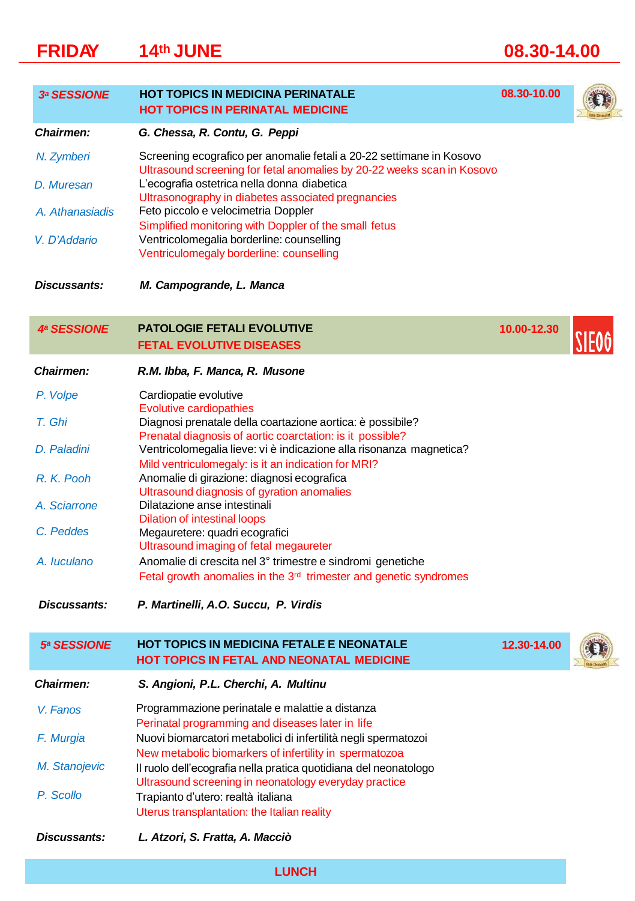# FRIDAY 14th JUNE 08.30-14.00

## 3ª SESSIONE — HOT TOPICS IN MEDICINA PERINATALE — 08.30-10.00

**HOT TOPICS IN PERINATAL MEDICINE**

**Chairmen:** ***G. Chessa, R. Contu, G. Peppi***

| | |
|---|---|
| *N. Zymberi* | Screening ecografico per anomalie fetali a 20-22 settimane in Kosovo<br>Ultrasound screening for fetal anomalies by 20-22 weeks scan in Kosovo |
| *D. Muresan* | L'ecografia ostetrica nella donna diabetica<br>Ultrasonography in diabetes associated pregnancies |
| *A. Athanasiadis* | Feto piccolo e velocimetria Doppler<br>Simplified monitoring with Doppler of the small fetus |
| *V. D'Addario* | Ventricolomegalia borderline: counselling<br>Ventriculomegaly borderline: counselling |

**Discussants:** ***M. Campogrande, L. Manca***

## 4ª SESSIONE — PATOLOGIE FETALI EVOLUTIVE — 10.00-12.30

**FETAL EVOLUTIVE DISEASES**

SIEOG

**Chairmen:** ***R.M. Ibba, F. Manca, R. Musone***

| | |
|---|---|
| *P. Volpe* | Cardiopatie evolutive<br>Evolutive cardiopathies |
| *T. Ghi* | Diagnosi prenatale della coartazione aortica: è possibile?<br>Prenatal diagnosis of aortic coarctation: is it possible? |
| *D. Paladini* | Ventricolomegalia lieve: vi è indicazione alla risonanza magnetica?<br>Mild ventriculomegaly: is it an indication for MRI? |
| *R. K. Pooh* | Anomalie di girazione: diagnosi ecografica<br>Ultrasound diagnosis of gyration anomalies |
| *A. Sciarrone* | Dilatazione anse intestinali<br>Dilation of intestinal loops |
| *C. Peddes* | Megauretere: quadri ecografici<br>Ultrasound imaging of fetal megaureter |
| *A. Iuculano* | Anomalie di crescita nel 3° trimestre e sindromi genetiche<br>Fetal growth anomalies in the 3rd trimester and genetic syndromes |

**Discussants:** ***P. Martinelli, A.O. Succu, P. Virdis***

## 5ª SESSIONE — HOT TOPICS IN MEDICINA FETALE E NEONATALE — 12.30-14.00

**HOT TOPICS IN FETAL AND NEONATAL MEDICINE**

**Chairmen:** ***S. Angioni, P.L. Cherchi, A. Multinu***

| | |
|---|---|
| *V. Fanos* | Programmazione perinatale e malattie a distanza<br>Perinatal programming and diseases later in life |
| *F. Murgia* | Nuovi biomarcatori metabolici di infertilità negli spermatozoi<br>New metabolic biomarkers of infertility in spermatozoa |
| *M. Stanojevic* | Il ruolo dell'ecografia nella pratica quotidiana del neonatologo<br>Ultrasound screening in neonatology everyday practice |
| *P. Scollo* | Trapianto d'utero: realtà italiana<br>Uterus transplantation: the Italian reality |

**Discussants:** ***L. Atzori, S. Fratta, A. Macciò***

**LUNCH**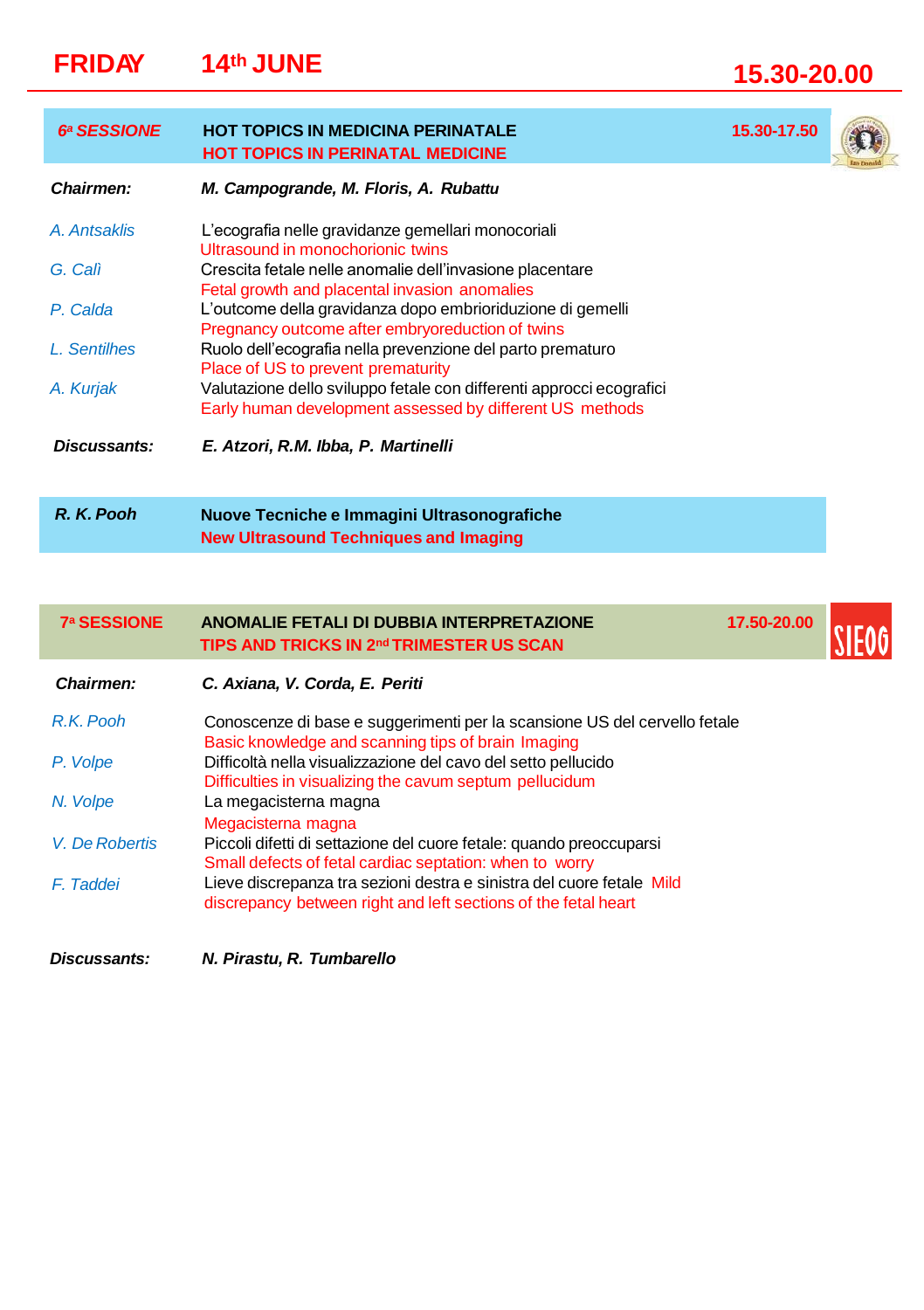# FRIDAY 14th JUNE 15.30-20.00

## 6ª SESSIONE — HOT TOPICS IN MEDICINA PERINATALE / HOT TOPICS IN PERINATAL MEDICINE — 15.30-17.50

***Chairmen:*** ***M. Campogrande, M. Floris, A. Rubattu***

*A. Antsaklis* — L'ecografia nelle gravidanze gemellari monocoriali
Ultrasound in monochorionic twins

*G. Calì* — Crescita fetale nelle anomalie dell'invasione placentare
Fetal growth and placental invasion anomalies

*P. Calda* — L'outcome della gravidanza dopo embrioriduzione di gemelli
Pregnancy outcome after embryoreduction of twins

*L. Sentilhes* — Ruolo dell'ecografia nella prevenzione del parto prematuro
Place of US to prevent prematurity

*A. Kurjak* — Valutazione dello sviluppo fetale con differenti approcci ecografici
Early human development assessed by different US methods

***Discussants:*** ***E. Atzori, R.M. Ibba, P. Martinelli***

**R. K. Pooh** — **Nuove Tecniche e Immagini Ultrasonografiche**
**New Ultrasound Techniques and Imaging**

## 7ª SESSIONE — ANOMALIE FETALI DI DUBBIA INTERPRETAZIONE / TIPS AND TRICKS IN 2nd TRIMESTER US SCAN — 17.50-20.00

SIEOG

***Chairmen:*** ***C. Axiana, V. Corda, E. Periti***

*R.K. Pooh* — Conoscenze di base e suggerimenti per la scansione US del cervello fetale
Basic knowledge and scanning tips of brain Imaging

*P. Volpe* — Difficoltà nella visualizzazione del cavo del setto pellucido
Difficulties in visualizing the cavum septum pellucidum

*N. Volpe* — La megacisterna magna
Megacisterna magna

*V. De Robertis* — Piccoli difetti di settazione del cuore fetale: quando preoccuparsi
Small defects of fetal cardiac septation: when to worry

*F. Taddei* — Lieve discrepanza tra sezioni destra e sinistra del cuore fetale
Mild discrepancy between right and left sections of the fetal heart

***Discussants:*** ***N. Pirastu, R. Tumbarello***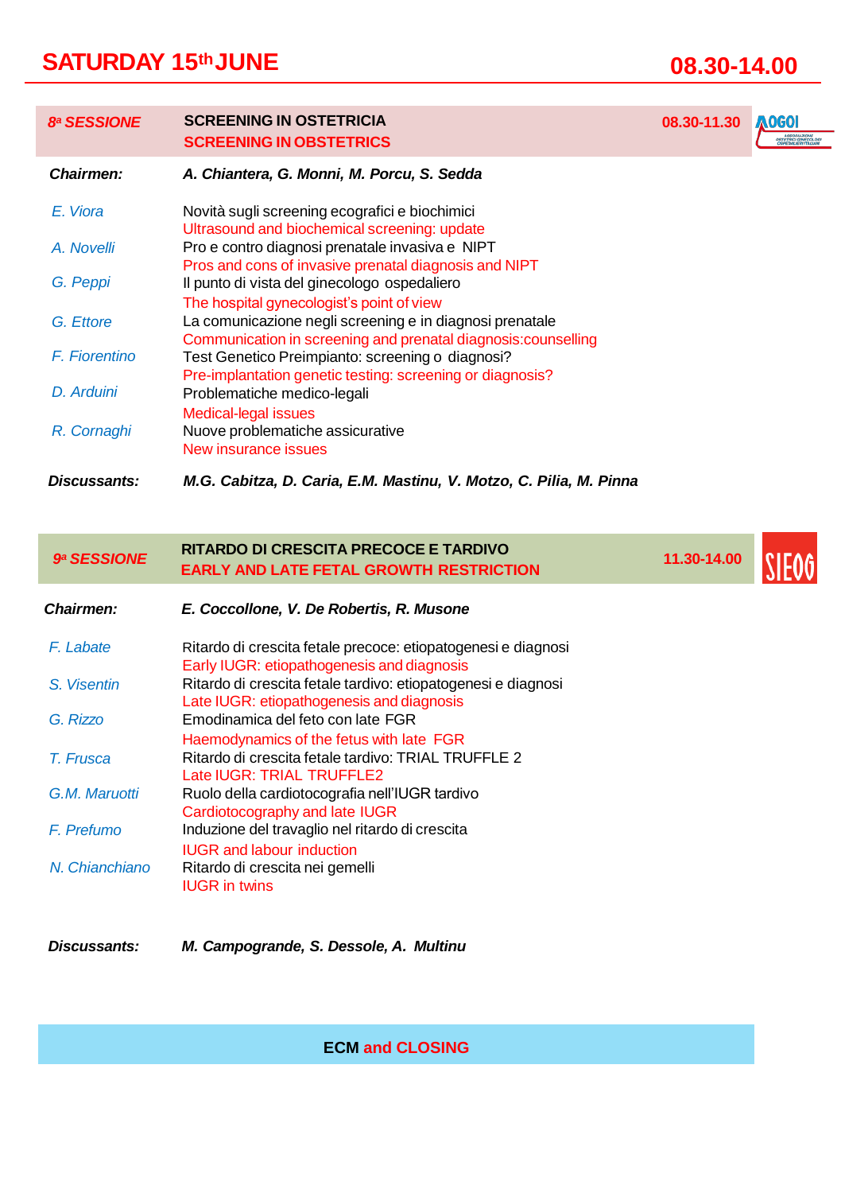## SATURDAY 15th JUNE 08.30-14.00

### 8ª SESSIONE — SCREENING IN OSTETRICIA / SCREENING IN OBSTETRICS — 08.30-11.30

AOGOI

**Chairmen:** ***A. Chiantera, G. Monni, M. Porcu, S. Sedda***

| | |
|---|---|
| *E. Viora* | Novità sugli screening ecografici e biochimici<br>Ultrasound and biochemical screening: update |
| *A. Novelli* | Pro e contro diagnosi prenatale invasiva e NIPT<br>Pros and cons of invasive prenatal diagnosis and NIPT |
| *G. Peppi* | Il punto di vista del ginecologo ospedaliero<br>The hospital gynecologist's point of view |
| *G. Ettore* | La comunicazione negli screening e in diagnosi prenatale<br>Communication in screening and prenatal diagnosis:counselling |
| *F. Fiorentino* | Test Genetico Preimpianto: screening o diagnosi?<br>Pre-implantation genetic testing: screening or diagnosis? |
| *D. Arduini* | Problematiche medico-legali<br>Medical-legal issues |
| *R. Cornaghi* | Nuove problematiche assicurative<br>New insurance issues |

**Discussants:** ***M.G. Cabitza, D. Caria, E.M. Mastinu, V. Motzo, C. Pilia, M. Pinna***

### 9ª SESSIONE — RITARDO DI CRESCITA PRECOCE E TARDIVO / EARLY AND LATE FETAL GROWTH RESTRICTION — 11.30-14.00

SIEOG

**Chairmen:** ***E. Coccollone, V. De Robertis, R. Musone***

| | |
|---|---|
| *F. Labate* | Ritardo di crescita fetale precoce: etiopatogenesi e diagnosi<br>Early IUGR: etiopathogenesis and diagnosis |
| *S. Visentin* | Ritardo di crescita fetale tardivo: etiopatogenesi e diagnosi<br>Late IUGR: etiopathogenesis and diagnosis |
| *G. Rizzo* | Emodinamica del feto con late FGR<br>Haemodynamics of the fetus with late FGR |
| *T. Frusca* | Ritardo di crescita fetale tardivo: TRIAL TRUFFLE 2<br>Late IUGR: TRIAL TRUFFLE2 |
| *G.M. Maruotti* | Ruolo della cardiotocografia nell'IUGR tardivo<br>Cardiotocography and late IUGR |
| *F. Prefumo* | Induzione del travaglio nel ritardo di crescita<br>IUGR and labour induction |
| *N. Chianchiano* | Ritardo di crescita nei gemelli<br>IUGR in twins |

**Discussants:** ***M. Campogrande, S. Dessole, A. Multinu***

**ECM and CLOSING**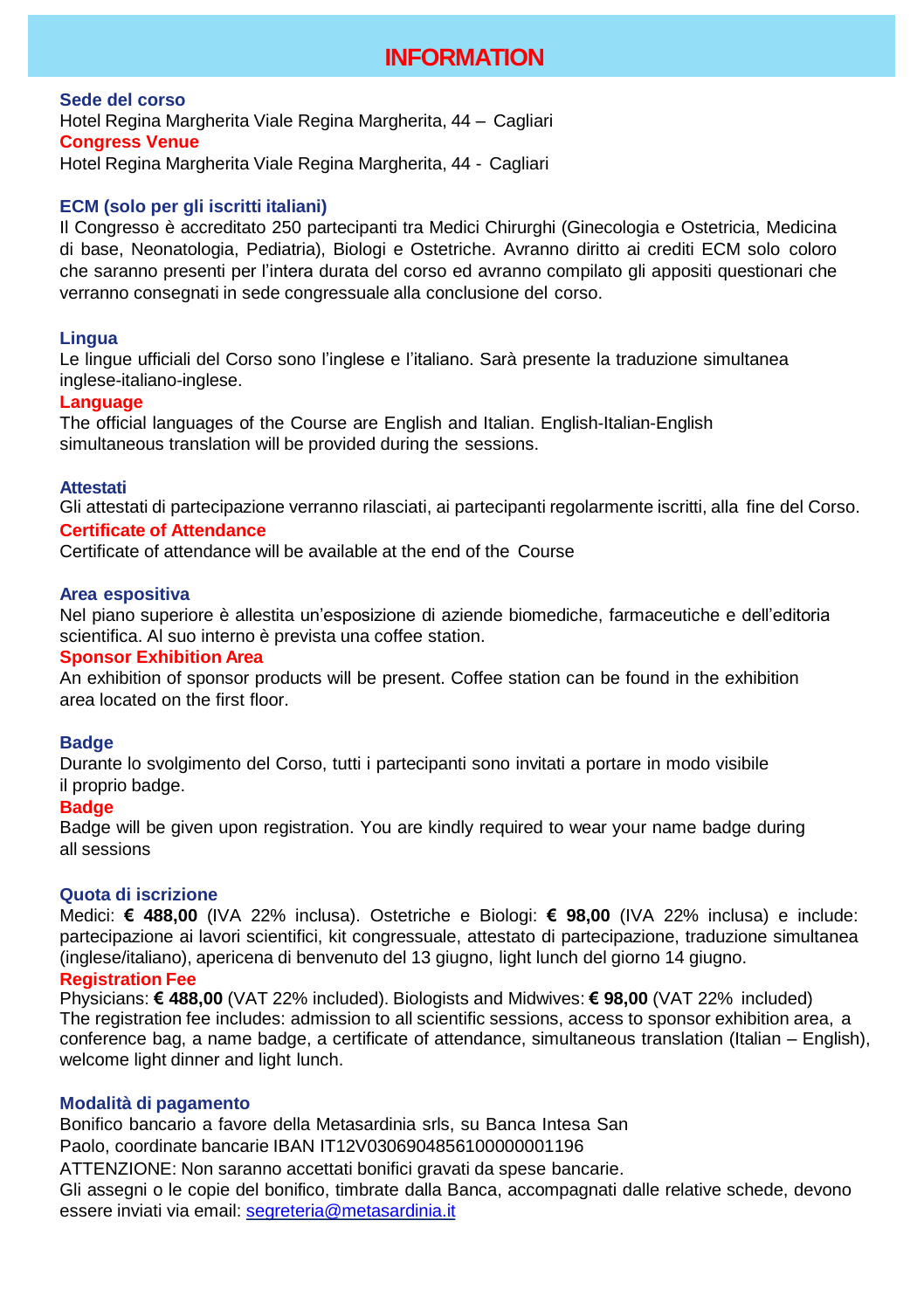# INFORMATION

### Sede del corso

Hotel Regina Margherita Viale Regina Margherita, 44 – Cagliari

### Congress Venue

Hotel Regina Margherita Viale Regina Margherita, 44 - Cagliari

### ECM (solo per gli iscritti italiani)

Il Congresso è accreditato 250 partecipanti tra Medici Chirurghi (Ginecologia e Ostetricia, Medicina di base, Neonatologia, Pediatria), Biologi e Ostetriche. Avranno diritto ai crediti ECM solo coloro che saranno presenti per l'intera durata del corso ed avranno compilato gli appositi questionari che verranno consegnati in sede congressuale alla conclusione del corso.

### Lingua

Le lingue ufficiali del Corso sono l'inglese e l'italiano. Sarà presente la traduzione simultanea inglese-italiano-inglese.

### Language

The official languages of the Course are English and Italian. English-Italian-English simultaneous translation will be provided during the sessions.

### Attestati

Gli attestati di partecipazione verranno rilasciati, ai partecipanti regolarmente iscritti, alla fine del Corso.

### Certificate of Attendance

Certificate of attendance will be available at the end of the Course

### Area espositiva

Nel piano superiore è allestita un'esposizione di aziende biomediche, farmaceutiche e dell'editoria scientifica. Al suo interno è prevista una coffee station.

### Sponsor Exhibition Area

An exhibition of sponsor products will be present. Coffee station can be found in the exhibition area located on the first floor.

### Badge

Durante lo svolgimento del Corso, tutti i partecipanti sono invitati a portare in modo visibile il proprio badge.

### Badge

Badge will be given upon registration. You are kindly required to wear your name badge during all sessions

### Quota di iscrizione

Medici: **€ 488,00** (IVA 22% inclusa). Ostetriche e Biologi: **€ 98,00** (IVA 22% inclusa) e include: partecipazione ai lavori scientifici, kit congressuale, attestato di partecipazione, traduzione simultanea (inglese/italiano), apericena di benvenuto del 13 giugno, light lunch del giorno 14 giugno.

### Registration Fee

Physicians: **€ 488,00** (VAT 22% included). Biologists and Midwives: **€ 98,00** (VAT 22% included)
The registration fee includes: admission to all scientific sessions, access to sponsor exhibition area, a conference bag, a name badge, a certificate of attendance, simultaneous translation (Italian – English), welcome light dinner and light lunch.

### Modalità di pagamento

Bonifico bancario a favore della Metasardinia srls, su Banca Intesa San Paolo, coordinate bancarie IBAN IT12V0306904856100000001196
ATTENZIONE: Non saranno accettati bonifici gravati da spese bancarie.
Gli assegni o le copie del bonifico, timbrate dalla Banca, accompagnati dalle relative schede, devono essere inviati via email: segreteria@metasardinia.it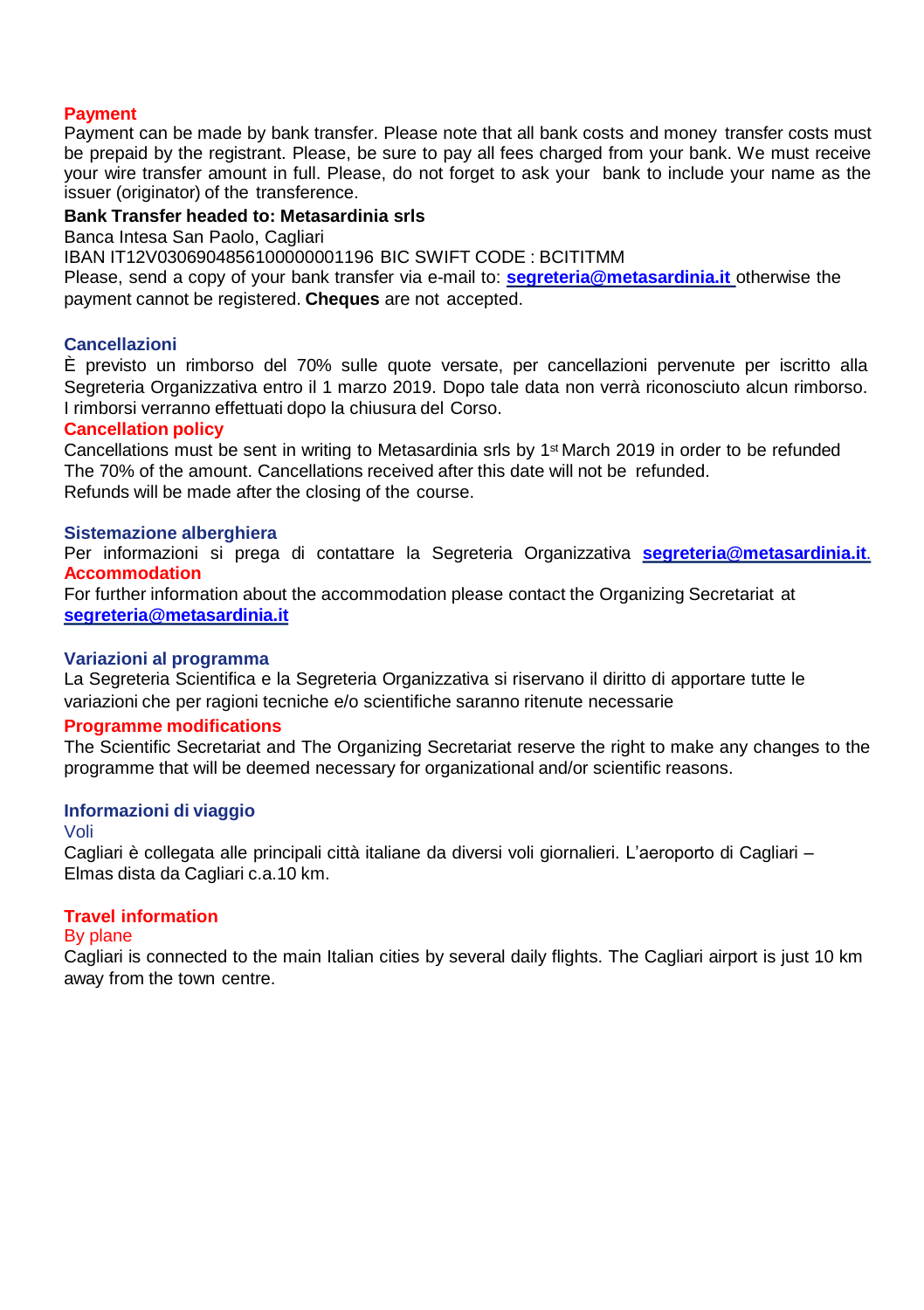### Payment

Payment can be made by bank transfer. Please note that all bank costs and money transfer costs must be prepaid by the registrant. Please, be sure to pay all fees charged from your bank. We must receive your wire transfer amount in full. Please, do not forget to ask your bank to include your name as the issuer (originator) of the transference.

**Bank Transfer headed to: Metasardinia srls**

Banca Intesa San Paolo, Cagliari

IBAN IT12V0306904856100000001196 BIC SWIFT CODE : BCITITMM

Please, send a copy of your bank transfer via e-mail to: **segreteria@metasardinia.it** otherwise the payment cannot be registered. **Cheques** are not accepted.

### Cancellazioni

È previsto un rimborso del 70% sulle quote versate, per cancellazioni pervenute per iscritto alla Segreteria Organizzativa entro il 1 marzo 2019. Dopo tale data non verrà riconosciuto alcun rimborso. I rimborsi verranno effettuati dopo la chiusura del Corso.

### Cancellation policy

Cancellations must be sent in writing to Metasardinia srls by 1st March 2019 in order to be refunded The 70% of the amount. Cancellations received after this date will not be refunded.
Refunds will be made after the closing of the course.

### Sistemazione alberghiera

Per informazioni si prega di contattare la Segreteria Organizzativa **segreteria@metasardinia.it**.

### Accommodation

For further information about the accommodation please contact the Organizing Secretariat at **segreteria@metasardinia.it**

### Variazioni al programma

La Segreteria Scientifica e la Segreteria Organizzativa si riservano il diritto di apportare tutte le variazioni che per ragioni tecniche e/o scientifiche saranno ritenute necessarie

### Programme modifications

The Scientific Secretariat and The Organizing Secretariat reserve the right to make any changes to the programme that will be deemed necessary for organizational and/or scientific reasons.

### Informazioni di viaggio

Voli

Cagliari è collegata alle principali città italiane da diversi voli giornalieri. L'aeroporto di Cagliari – Elmas dista da Cagliari c.a.10 km.

### Travel information

By plane

Cagliari is connected to the main Italian cities by several daily flights. The Cagliari airport is just 10 km away from the town centre.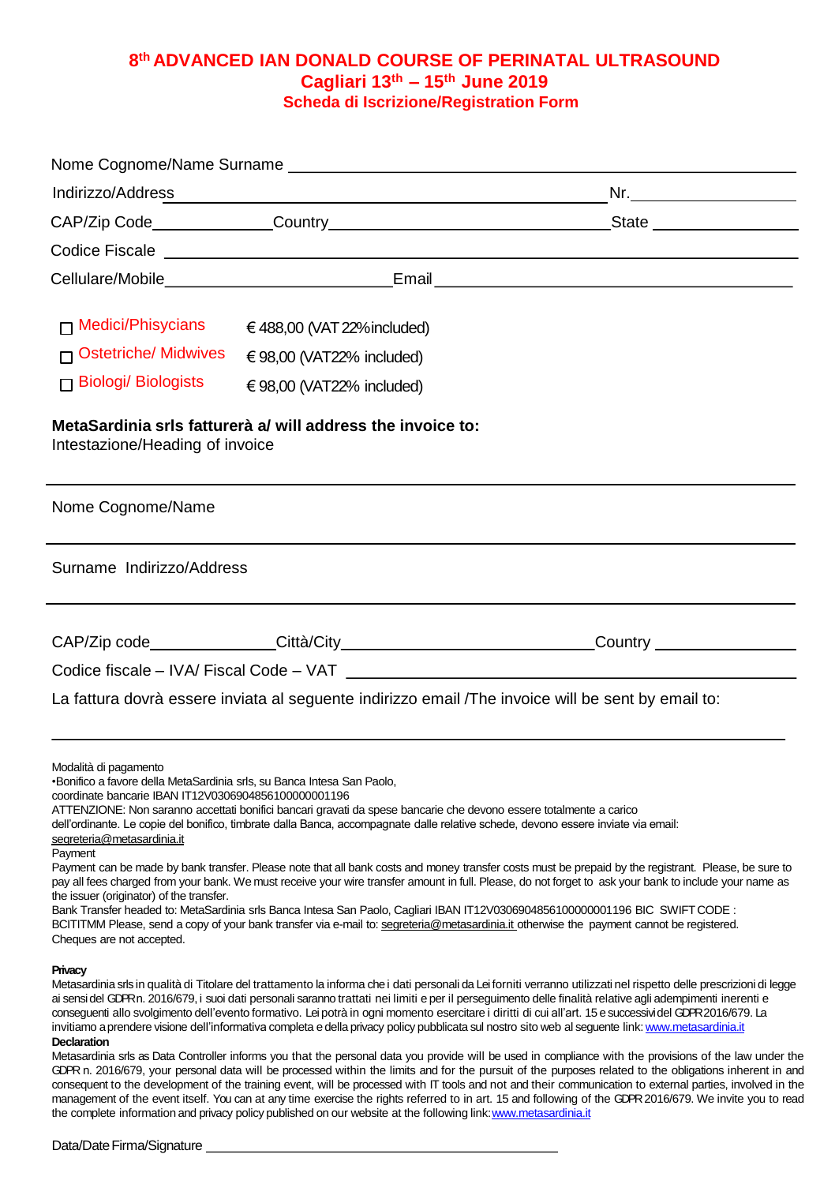# 8th ADVANCED IAN DONALD COURSE OF PERINATAL ULTRASOUND

## Cagliari 13th – 15th June 2019

### Scheda di Iscrizione/Registration Form

Nome Cognome/Name Surname ______________________________________________

Indirizzo/Address ______________________________________ Nr. ____________

CAP/Zip Code ____________ Country __________________________ State ____________

Codice Fiscale ______________________________________________________

Cellulare/Mobile ____________________ Email ___________________________________

☐ Medici/Phisycians € 488,00 (VAT 22% included)

☐ Ostetriche/ Midwives € 98,00 (VAT22% included)

☐ Biologi/ Biologists € 98,00 (VAT22% included)

**MetaSardinia srls fatturerà a/ will address the invoice to:**

Intestazione/Heading of invoice

______________________________________________________

Nome Cognome/Name

______________________________________________________

Surname Indirizzo/Address

______________________________________________________

CAP/Zip code ____________ Città/City __________________________ Country ____________

Codice fiscale – IVA/ Fiscal Code – VAT ____________________________________

La fattura dovrà essere inviata al seguente indirizzo email /The invoice will be sent by email to:

______________________________________________________

Modalità di pagamento

•Bonifico a favore della MetaSardinia srls, su Banca Intesa San Paolo,

coordinate bancarie IBAN IT12V0306904856100000001196

ATTENZIONE: Non saranno accettati bonifici bancari gravati da spese bancarie che devono essere totalmente a carico dell'ordinante. Le copie del bonifico, timbrate dalla Banca, accompagnate dalle relative schede, devono essere inviate via email: segreteria@metasardinia.it

Payment

Payment can be made by bank transfer. Please note that all bank costs and money transfer costs must be prepaid by the registrant. Please, be sure to pay all fees charged from your bank. We must receive your wire transfer amount in full. Please, do not forget to ask your bank to include your name as the issuer (originator) of the transfer.

Bank Transfer headed to: MetaSardinia srls Banca Intesa San Paolo, Cagliari IBAN IT12V0306904856100000001196 BIC SWIFT CODE : BCITITMM Please, send a copy of your bank transfer via e-mail to: segreteria@metasardinia.it otherwise the payment cannot be registered. Cheques are not accepted.

**Privacy**

Metasardinia srls in qualità di Titolare del trattamento la informa che i dati personali da Lei forniti verranno utilizzati nel rispetto delle prescrizioni di legge ai sensi del GDPR n. 2016/679, i suoi dati personali saranno trattati nei limiti e per il perseguimento delle finalità relative agli adempimenti inerenti e conseguenti allo svolgimento dell'evento formativo. Lei potrà in ogni momento esercitare i diritti di cui all'art. 15 e successivi del GDPR 2016/679. La invitiamo a prendere visione dell'informativa completa e della privacy policy pubblicata sul nostro sito web al seguente link: www.metasardinia.it

**Declaration**

Metasardinia srls as Data Controller informs you that the personal data you provide will be used in compliance with the provisions of the law under the GDPR n. 2016/679, your personal data will be processed within the limits and for the pursuit of the purposes related to the obligations inherent in and consequent to the development of the training event, will be processed with IT tools and not and their communication to external parties, involved in the management of the event itself. You can at any time exercise the rights referred to in art. 15 and following of the GDPR 2016/679. We invite you to read the complete information and privacy policy published on our website at the following link: www.metasardinia.it

Data/Date Firma/Signature ________________________________________